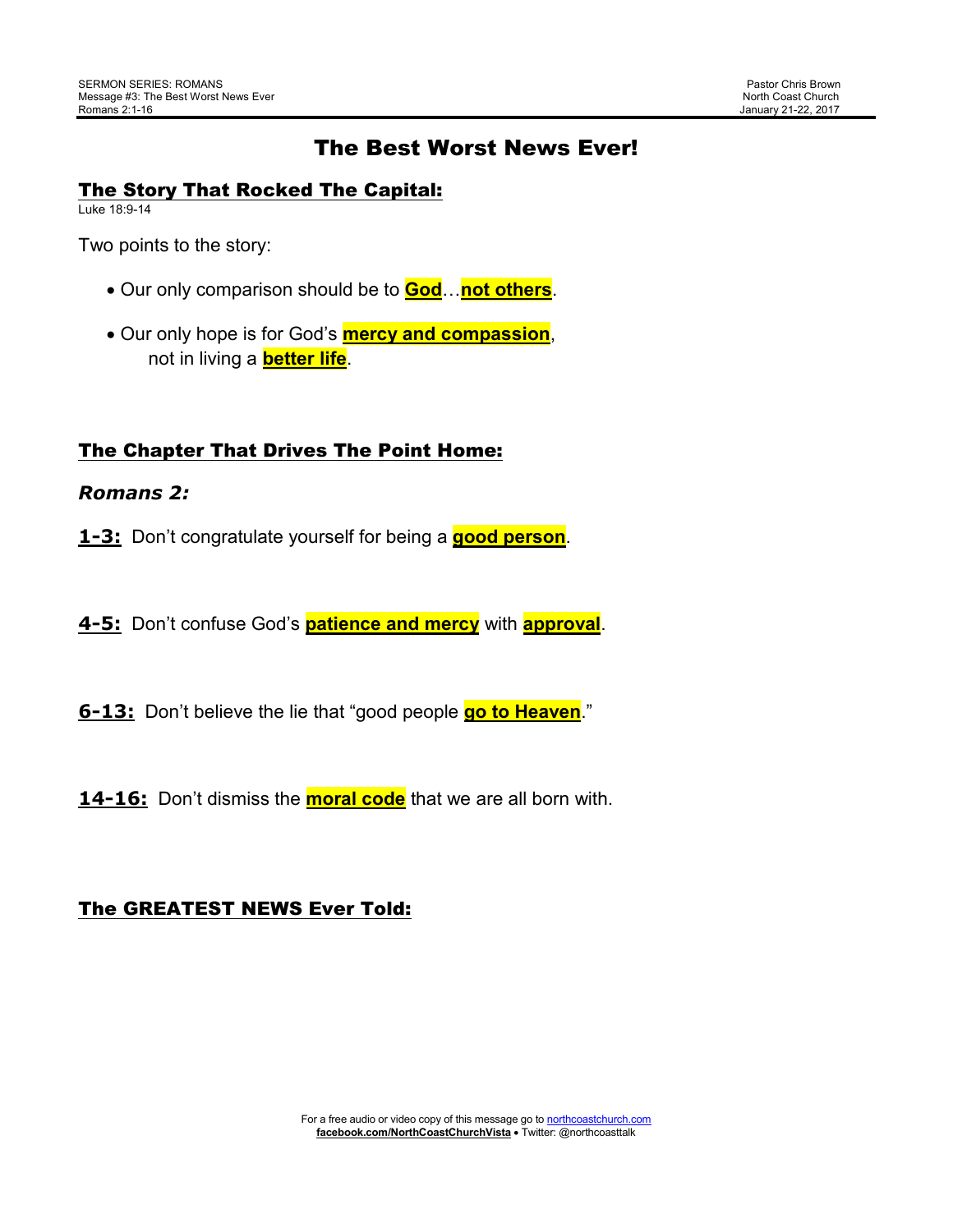SERMON SERIES: ROMANS
Message #3: The Best Worst News Ever
Romans 2:1-16

Pastor Chris Brown
North Coast Church
January 21-22, 2017

# The Best Worst News Ever!

## The Story That Rocked The Capital:

Luke 18:9-14

Two points to the story:

- Our only comparison should be to **God**…**not others**.
- Our only hope is for God's **mercy and compassion**, not in living a **better life**.

## The Chapter That Drives The Point Home:

***Romans 2:***

**1-3:** Don't congratulate yourself for being a **good person**.

**4-5:** Don't confuse God's **patience and mercy** with **approval**.

**6-13:** Don't believe the lie that "good people **go to Heaven**."

**14-16:** Don't dismiss the **moral code** that we are all born with.

## The GREATEST NEWS Ever Told:

For a free audio or video copy of this message go to northcoastchurch.com
**facebook.com/NorthCoastChurchVista** • Twitter: @northcoasttalk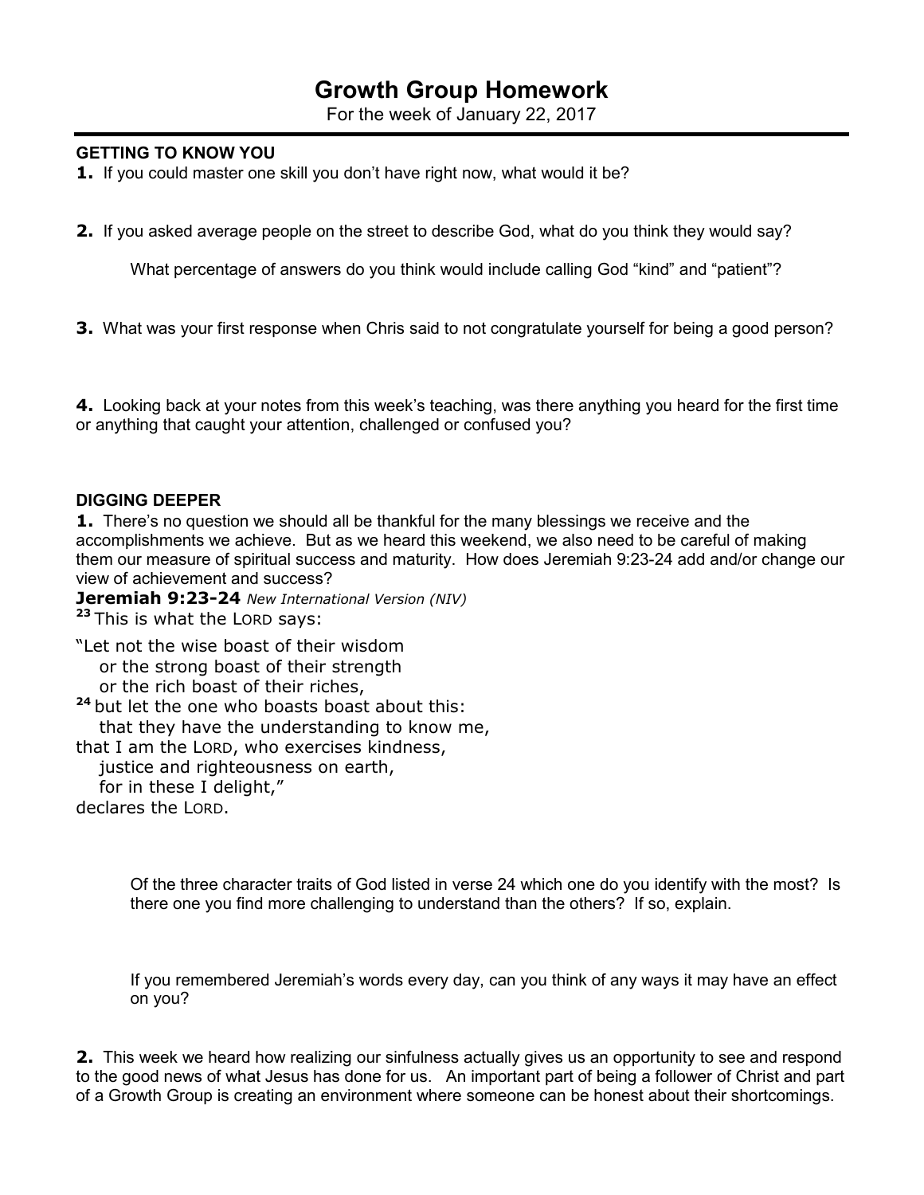# Growth Group Homework

For the week of January 22, 2017

---

**GETTING TO KNOW YOU**

**1.** If you could master one skill you don't have right now, what would it be?

**2.** If you asked average people on the street to describe God, what do you think they would say?

What percentage of answers do you think would include calling God "kind" and "patient"?

**3.** What was your first response when Chris said to not congratulate yourself for being a good person?

**4.** Looking back at your notes from this week's teaching, was there anything you heard for the first time or anything that caught your attention, challenged or confused you?

**DIGGING DEEPER**

**1.** There's no question we should all be thankful for the many blessings we receive and the accomplishments we achieve. But as we heard this weekend, we also need to be careful of making them our measure of spiritual success and maturity. How does Jeremiah 9:23-24 add and/or change our view of achievement and success?

**Jeremiah 9:23-24** *New International Version (NIV)*

[23] This is what the LORD says:

"Let not the wise boast of their wisdom
 or the strong boast of their strength
 or the rich boast of their riches,
[24] but let the one who boasts boast about this:
 that they have the understanding to know me,
that I am the LORD, who exercises kindness,
 justice and righteousness on earth,
 for in these I delight,"
declares the LORD.

Of the three character traits of God listed in verse 24 which one do you identify with the most? Is there one you find more challenging to understand than the others? If so, explain.

If you remembered Jeremiah's words every day, can you think of any ways it may have an effect on you?

**2.** This week we heard how realizing our sinfulness actually gives us an opportunity to see and respond to the good news of what Jesus has done for us. An important part of being a follower of Christ and part of a Growth Group is creating an environment where someone can be honest about their shortcomings.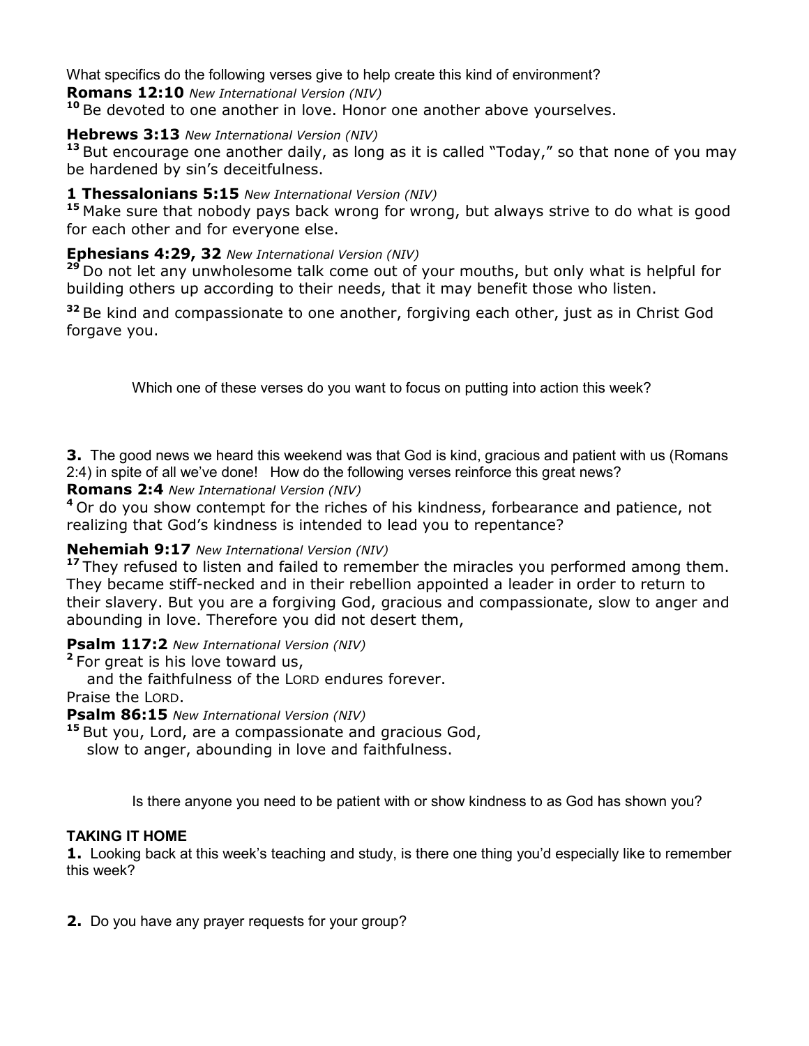What specifics do the following verses give to help create this kind of environment?

**Romans 12:10** *New International Version (NIV)*

[10] Be devoted to one another in love. Honor one another above yourselves.

**Hebrews 3:13** *New International Version (NIV)*

[13] But encourage one another daily, as long as it is called "Today," so that none of you may be hardened by sin's deceitfulness.

**1 Thessalonians 5:15** *New International Version (NIV)*

[15] Make sure that nobody pays back wrong for wrong, but always strive to do what is good for each other and for everyone else.

**Ephesians 4:29, 32** *New International Version (NIV)*

[29] Do not let any unwholesome talk come out of your mouths, but only what is helpful for building others up according to their needs, that it may benefit those who listen.

[32] Be kind and compassionate to one another, forgiving each other, just as in Christ God forgave you.

Which one of these verses do you want to focus on putting into action this week?

**3.** The good news we heard this weekend was that God is kind, gracious and patient with us (Romans 2:4) in spite of all we've done! How do the following verses reinforce this great news?

**Romans 2:4** *New International Version (NIV)*

[4] Or do you show contempt for the riches of his kindness, forbearance and patience, not realizing that God's kindness is intended to lead you to repentance?

**Nehemiah 9:17** *New International Version (NIV)*

[17] They refused to listen and failed to remember the miracles you performed among them. They became stiff-necked and in their rebellion appointed a leader in order to return to their slavery. But you are a forgiving God, gracious and compassionate, slow to anger and abounding in love. Therefore you did not desert them,

**Psalm 117:2** *New International Version (NIV)*

[2] For great is his love toward us,
and the faithfulness of the LORD endures forever.
Praise the LORD.

**Psalm 86:15** *New International Version (NIV)*

[15] But you, Lord, are a compassionate and gracious God,
slow to anger, abounding in love and faithfulness.

Is there anyone you need to be patient with or show kindness to as God has shown you?

**TAKING IT HOME**

**1.** Looking back at this week's teaching and study, is there one thing you'd especially like to remember this week?

**2.** Do you have any prayer requests for your group?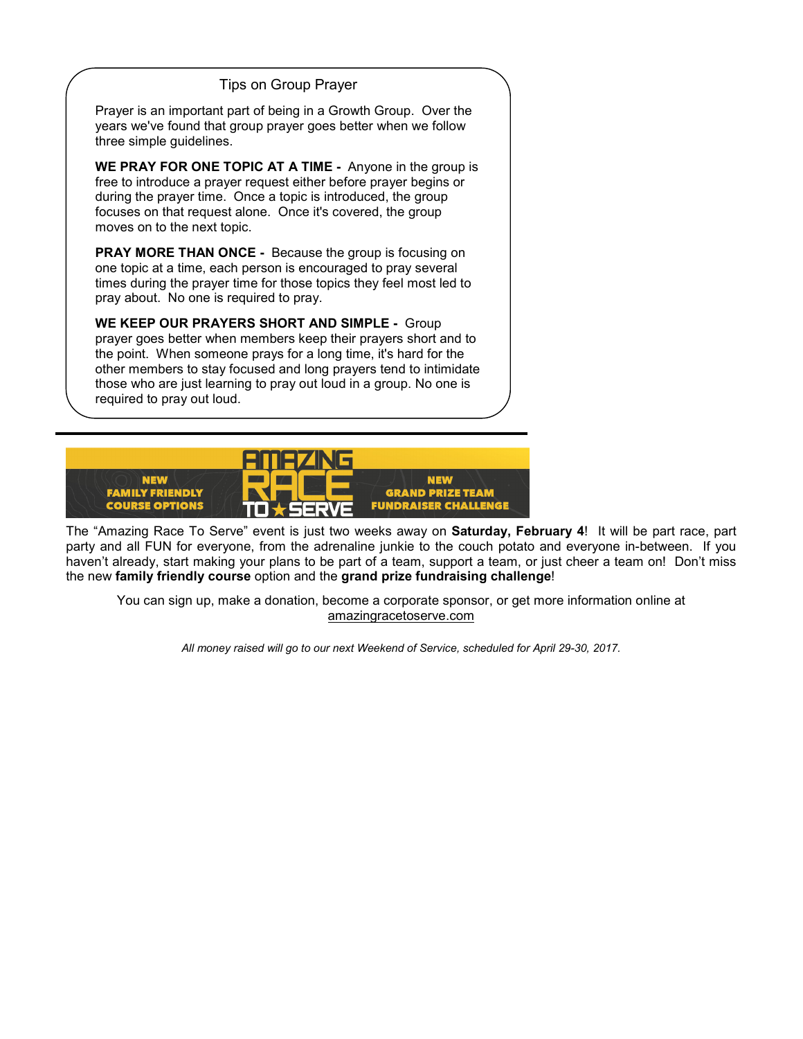## Tips on Group Prayer

Prayer is an important part of being in a Growth Group. Over the years we've found that group prayer goes better when we follow three simple guidelines.

**WE PRAY FOR ONE TOPIC AT A TIME -** Anyone in the group is free to introduce a prayer request either before prayer begins or during the prayer time. Once a topic is introduced, the group focuses on that request alone. Once it's covered, the group moves on to the next topic.

**PRAY MORE THAN ONCE -** Because the group is focusing on one topic at a time, each person is encouraged to pray several times during the prayer time for those topics they feel most led to pray about. No one is required to pray.

**WE KEEP OUR PRAYERS SHORT AND SIMPLE -** Group prayer goes better when members keep their prayers short and to the point. When someone prays for a long time, it's hard for the other members to stay focused and long prayers tend to intimidate those who are just learning to pray out loud in a group. No one is required to pray out loud.

---

NEW FAMILY FRIENDLY COURSE OPTIONS

AMAZING RACE TO ★ SERVE

NEW GRAND PRIZE TEAM FUNDRAISER CHALLENGE

The "Amazing Race To Serve" event is just two weeks away on **Saturday, February 4**! It will be part race, part party and all FUN for everyone, from the adrenaline junkie to the couch potato and everyone in-between. If you haven't already, start making your plans to be part of a team, support a team, or just cheer a team on! Don't miss the new **family friendly course** option and the **grand prize fundraising challenge**!

You can sign up, make a donation, become a corporate sponsor, or get more information online at amazingracetoserve.com

*All money raised will go to our next Weekend of Service, scheduled for April 29-30, 2017.*